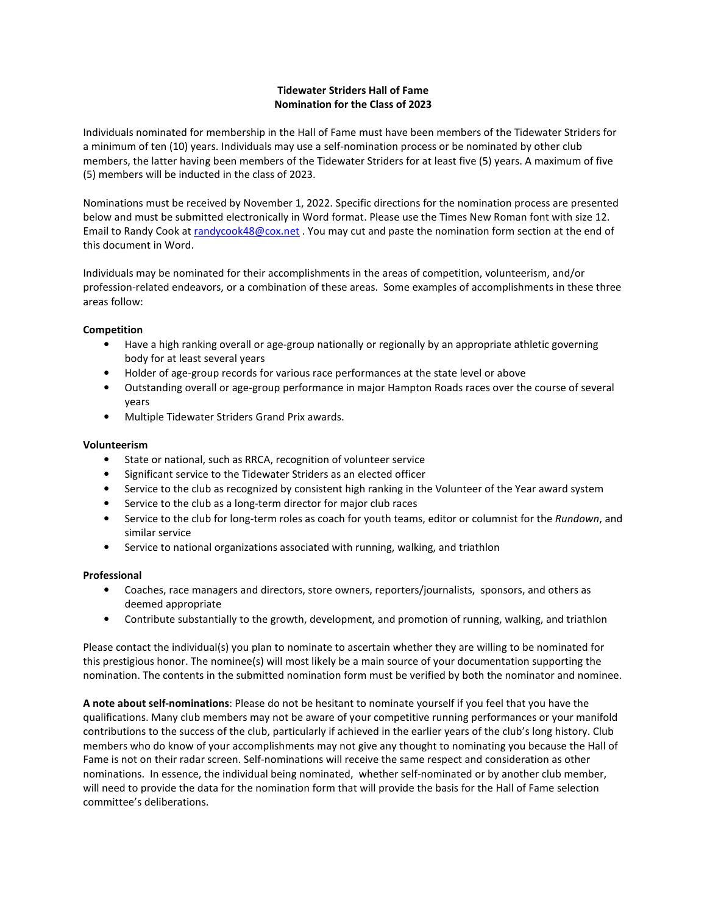**Tidewater Striders Hall of Fame**
**Nomination for the Class of 2023**

Individuals nominated for membership in the Hall of Fame must have been members of the Tidewater Striders for a minimum of ten (10) years. Individuals may use a self-nomination process or be nominated by other club members, the latter having been members of the Tidewater Striders for at least five (5) years. A maximum of five (5) members will be inducted in the class of 2023.

Nominations must be received by November 1, 2022. Specific directions for the nomination process are presented below and must be submitted electronically in Word format. Please use the Times New Roman font with size 12. Email to Randy Cook at randycook48@cox.net . You may cut and paste the nomination form section at the end of this document in Word.

Individuals may be nominated for their accomplishments in the areas of competition, volunteerism, and/or profession-related endeavors, or a combination of these areas. Some examples of accomplishments in these three areas follow:

**Competition**

- Have a high ranking overall or age-group nationally or regionally by an appropriate athletic governing body for at least several years
- Holder of age-group records for various race performances at the state level or above
- Outstanding overall or age-group performance in major Hampton Roads races over the course of several years
- Multiple Tidewater Striders Grand Prix awards.

**Volunteerism**

- State or national, such as RRCA, recognition of volunteer service
- Significant service to the Tidewater Striders as an elected officer
- Service to the club as recognized by consistent high ranking in the Volunteer of the Year award system
- Service to the club as a long-term director for major club races
- Service to the club for long-term roles as coach for youth teams, editor or columnist for the *Rundown*, and similar service
- Service to national organizations associated with running, walking, and triathlon

**Professional**

- Coaches, race managers and directors, store owners, reporters/journalists, sponsors, and others as deemed appropriate
- Contribute substantially to the growth, development, and promotion of running, walking, and triathlon

Please contact the individual(s) you plan to nominate to ascertain whether they are willing to be nominated for this prestigious honor. The nominee(s) will most likely be a main source of your documentation supporting the nomination. The contents in the submitted nomination form must be verified by both the nominator and nominee.

**A note about self-nominations**: Please do not be hesitant to nominate yourself if you feel that you have the qualifications. Many club members may not be aware of your competitive running performances or your manifold contributions to the success of the club, particularly if achieved in the earlier years of the club's long history. Club members who do know of your accomplishments may not give any thought to nominating you because the Hall of Fame is not on their radar screen. Self-nominations will receive the same respect and consideration as other nominations. In essence, the individual being nominated, whether self-nominated or by another club member, will need to provide the data for the nomination form that will provide the basis for the Hall of Fame selection committee's deliberations.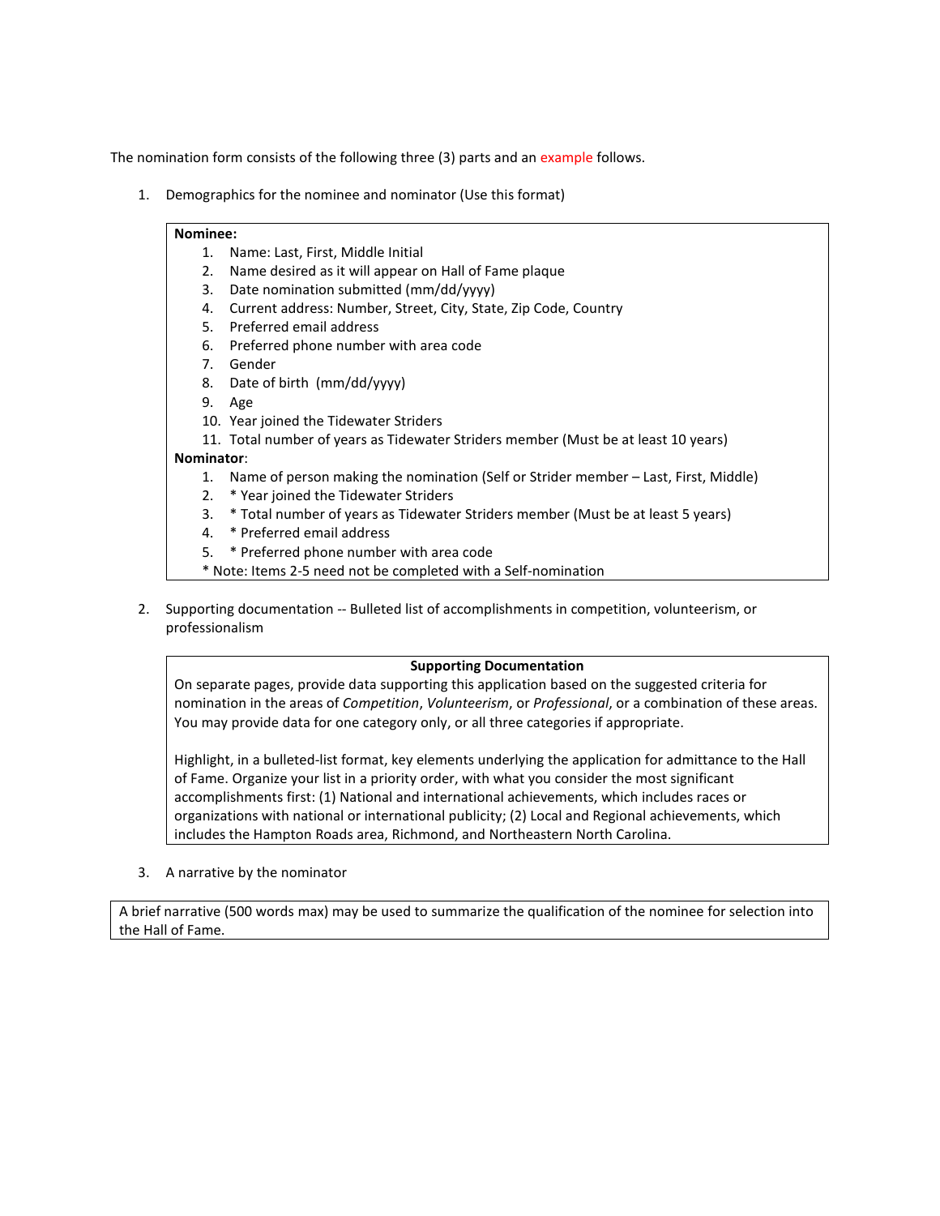The nomination form consists of the following three (3) parts and an example follows.

1. Demographics for the nominee and nominator (Use this format)

**Nominee:**

1. Name: Last, First, Middle Initial
2. Name desired as it will appear on Hall of Fame plaque
3. Date nomination submitted (mm/dd/yyyy)
4. Current address: Number, Street, City, State, Zip Code, Country
5. Preferred email address
6. Preferred phone number with area code
7. Gender
8. Date of birth (mm/dd/yyyy)
9. Age
10. Year joined the Tidewater Striders
11. Total number of years as Tidewater Striders member (Must be at least 10 years)

**Nominator**:

1. Name of person making the nomination (Self or Strider member – Last, First, Middle)
2. * Year joined the Tidewater Striders
3. * Total number of years as Tidewater Striders member (Must be at least 5 years)
4. * Preferred email address
5. * Preferred phone number with area code

* Note: Items 2-5 need not be completed with a Self-nomination

2. Supporting documentation -- Bulleted list of accomplishments in competition, volunteerism, or professionalism

**Supporting Documentation**

On separate pages, provide data supporting this application based on the suggested criteria for nomination in the areas of *Competition*, *Volunteerism*, or *Professional*, or a combination of these areas. You may provide data for one category only, or all three categories if appropriate.

Highlight, in a bulleted-list format, key elements underlying the application for admittance to the Hall of Fame. Organize your list in a priority order, with what you consider the most significant accomplishments first: (1) National and international achievements, which includes races or organizations with national or international publicity; (2) Local and Regional achievements, which includes the Hampton Roads area, Richmond, and Northeastern North Carolina.

3. A narrative by the nominator

A brief narrative (500 words max) may be used to summarize the qualification of the nominee for selection into the Hall of Fame.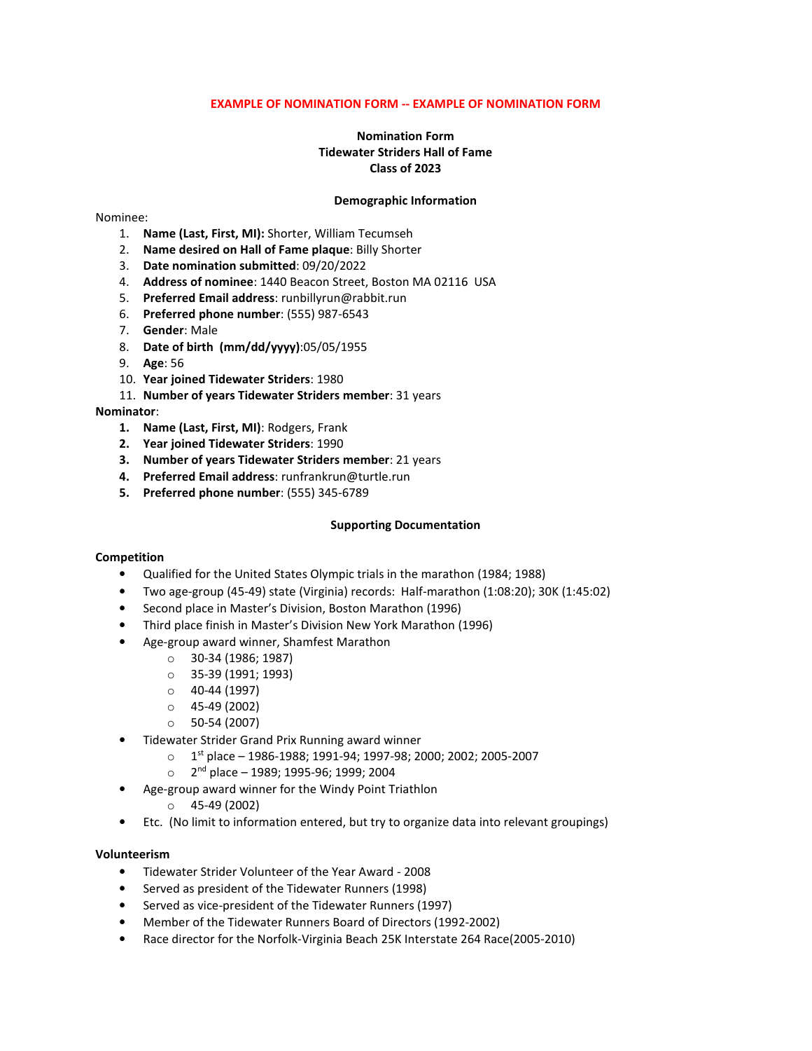**EXAMPLE OF NOMINATION FORM -- EXAMPLE OF NOMINATION FORM**

**Nomination Form**
**Tidewater Striders Hall of Fame**
**Class of 2023**

**Demographic Information**

Nominee:

1. **Name (Last, First, MI):** Shorter, William Tecumseh
2. **Name desired on Hall of Fame plaque**: Billy Shorter
3. **Date nomination submitted**: 09/20/2022
4. **Address of nominee**: 1440 Beacon Street, Boston MA 02116 USA
5. **Preferred Email address**: runbillyrun@rabbit.run
6. **Preferred phone number**: (555) 987-6543
7. **Gender**: Male
8. **Date of birth (mm/dd/yyyy)**:05/05/1955
9. **Age**: 56
10. **Year joined Tidewater Striders**: 1980
11. **Number of years Tidewater Striders member**: 31 years

**Nominator**:

1. **Name (Last, First, MI)**: Rodgers, Frank
2. **Year joined Tidewater Striders**: 1990
3. **Number of years Tidewater Striders member**: 21 years
4. **Preferred Email address**: runfrankrun@turtle.run
5. **Preferred phone number**: (555) 345-6789

**Supporting Documentation**

**Competition**

- Qualified for the United States Olympic trials in the marathon (1984; 1988)
- Two age-group (45-49) state (Virginia) records: Half-marathon (1:08:20); 30K (1:45:02)
- Second place in Master's Division, Boston Marathon (1996)
- Third place finish in Master's Division New York Marathon (1996)
- Age-group award winner, Shamfest Marathon
  - 30-34 (1986; 1987)
  - 35-39 (1991; 1993)
  - 40-44 (1997)
  - 45-49 (2002)
  - 50-54 (2007)
- Tidewater Strider Grand Prix Running award winner
  - 1st place – 1986-1988; 1991-94; 1997-98; 2000; 2002; 2005-2007
  - 2nd place – 1989; 1995-96; 1999; 2004
- Age-group award winner for the Windy Point Triathlon
  - 45-49 (2002)
- Etc. (No limit to information entered, but try to organize data into relevant groupings)

**Volunteerism**

- Tidewater Strider Volunteer of the Year Award - 2008
- Served as president of the Tidewater Runners (1998)
- Served as vice-president of the Tidewater Runners (1997)
- Member of the Tidewater Runners Board of Directors (1992-2002)
- Race director for the Norfolk-Virginia Beach 25K Interstate 264 Race(2005-2010)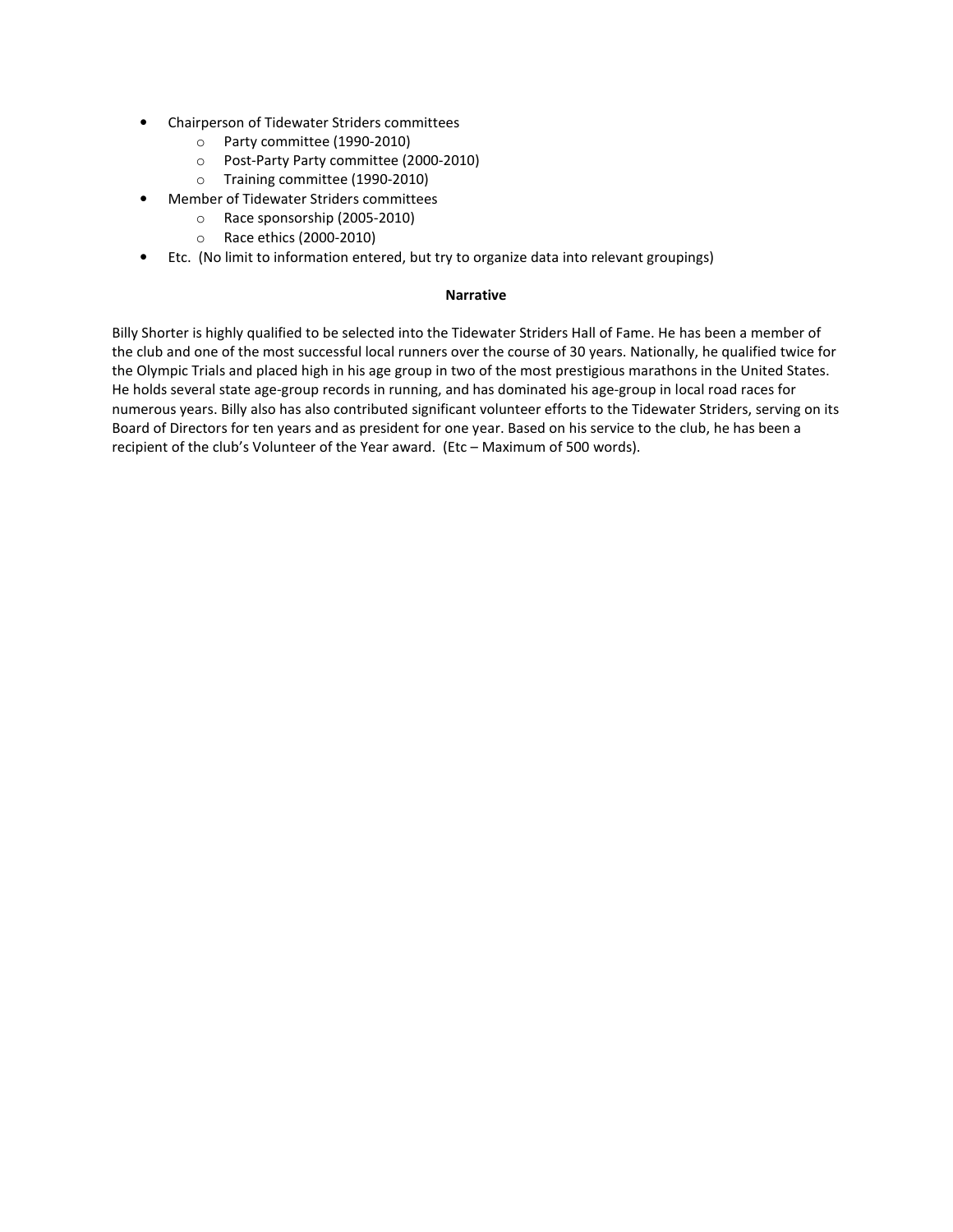- Chairperson of Tidewater Striders committees
    - Party committee (1990-2010)
    - Post-Party Party committee (2000-2010)
    - Training committee (1990-2010)
- Member of Tidewater Striders committees
    - Race sponsorship (2005-2010)
    - Race ethics (2000-2010)
- Etc. (No limit to information entered, but try to organize data into relevant groupings)

**Narrative**

Billy Shorter is highly qualified to be selected into the Tidewater Striders Hall of Fame. He has been a member of the club and one of the most successful local runners over the course of 30 years. Nationally, he qualified twice for the Olympic Trials and placed high in his age group in two of the most prestigious marathons in the United States. He holds several state age-group records in running, and has dominated his age-group in local road races for numerous years. Billy also has also contributed significant volunteer efforts to the Tidewater Striders, serving on its Board of Directors for ten years and as president for one year. Based on his service to the club, he has been a recipient of the club's Volunteer of the Year award. (Etc – Maximum of 500 words).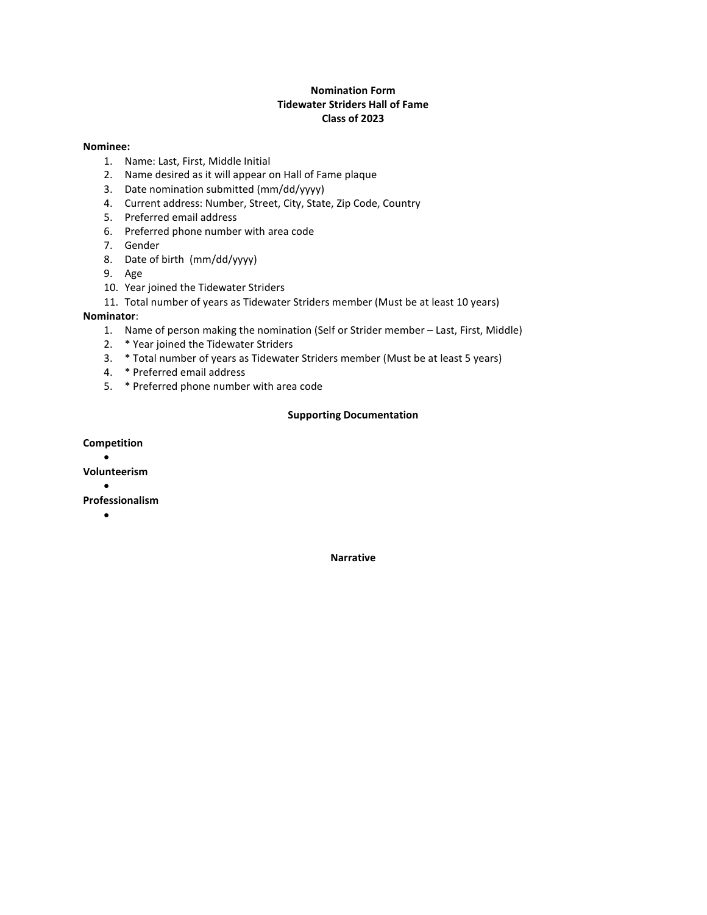**Nomination Form**
**Tidewater Striders Hall of Fame**
**Class of 2023**

**Nominee:**

1. Name: Last, First, Middle Initial
2. Name desired as it will appear on Hall of Fame plaque
3. Date nomination submitted (mm/dd/yyyy)
4. Current address: Number, Street, City, State, Zip Code, Country
5. Preferred email address
6. Preferred phone number with area code
7. Gender
8. Date of birth (mm/dd/yyyy)
9. Age
10. Year joined the Tidewater Striders
11. Total number of years as Tidewater Striders member (Must be at least 10 years)

**Nominator**:

1. Name of person making the nomination (Self or Strider member – Last, First, Middle)
2. * Year joined the Tidewater Striders
3. * Total number of years as Tidewater Striders member (Must be at least 5 years)
4. * Preferred email address
5. * Preferred phone number with area code

**Supporting Documentation**

**Competition**

- 

**Volunteerism**

- 

**Professionalism**

- 

**Narrative**